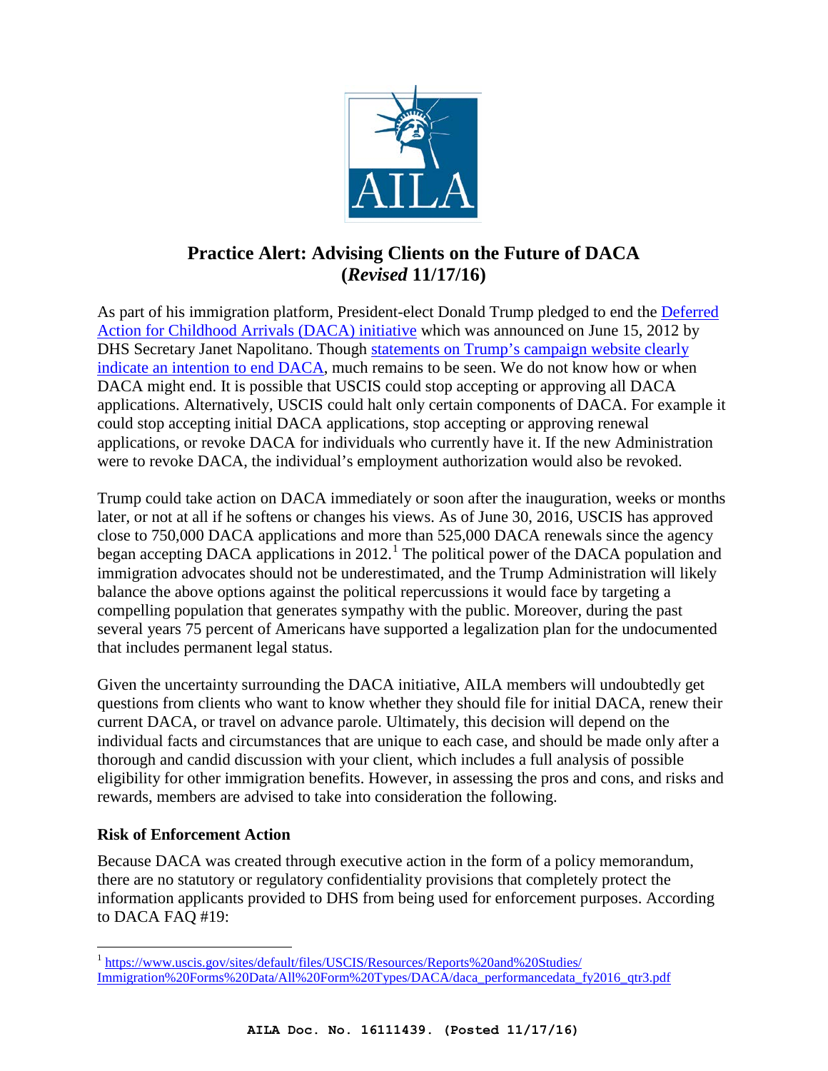# Practice Alert: Advising Clients on the Future of DACA (*Revised* 11/17/16)

As part of his immigration platform, President-elect Donald Trump pledged to end the Deferred Action for Childhood Arrivals (DACA) initiative which was announced on June 15, 2012 by DHS Secretary Janet Napolitano. Though statements on Trump's campaign website clearly indicate an intention to end DACA, much remains to be seen. We do not know how or when DACA might end. It is possible that USCIS could stop accepting or approving all DACA applications. Alternatively, USCIS could halt only certain components of DACA. For example it could stop accepting initial DACA applications, stop accepting or approving renewal applications, or revoke DACA for individuals who currently have it. If the new Administration were to revoke DACA, the individual's employment authorization would also be revoked.

Trump could take action on DACA immediately or soon after the inauguration, weeks or months later, or not at all if he softens or changes his views. As of June 30, 2016, USCIS has approved close to 750,000 DACA applications and more than 525,000 DACA renewals since the agency began accepting DACA applications in 2012.[1] The political power of the DACA population and immigration advocates should not be underestimated, and the Trump Administration will likely balance the above options against the political repercussions it would face by targeting a compelling population that generates sympathy with the public. Moreover, during the past several years 75 percent of Americans have supported a legalization plan for the undocumented that includes permanent legal status.

Given the uncertainty surrounding the DACA initiative, AILA members will undoubtedly get questions from clients who want to know whether they should file for initial DACA, renew their current DACA, or travel on advance parole. Ultimately, this decision will depend on the individual facts and circumstances that are unique to each case, and should be made only after a thorough and candid discussion with your client, which includes a full analysis of possible eligibility for other immigration benefits. However, in assessing the pros and cons, and risks and rewards, members are advised to take into consideration the following.

**Risk of Enforcement Action**

Because DACA was created through executive action in the form of a policy memorandum, there are no statutory or regulatory confidentiality provisions that completely protect the information applicants provided to DHS from being used for enforcement purposes. According to DACA FAQ #19:

[1] https://www.uscis.gov/sites/default/files/USCIS/Resources/Reports%20and%20Studies/Immigration%20Forms%20Data/All%20Form%20Types/DACA/daca_performancedata_fy2016_qtr3.pdf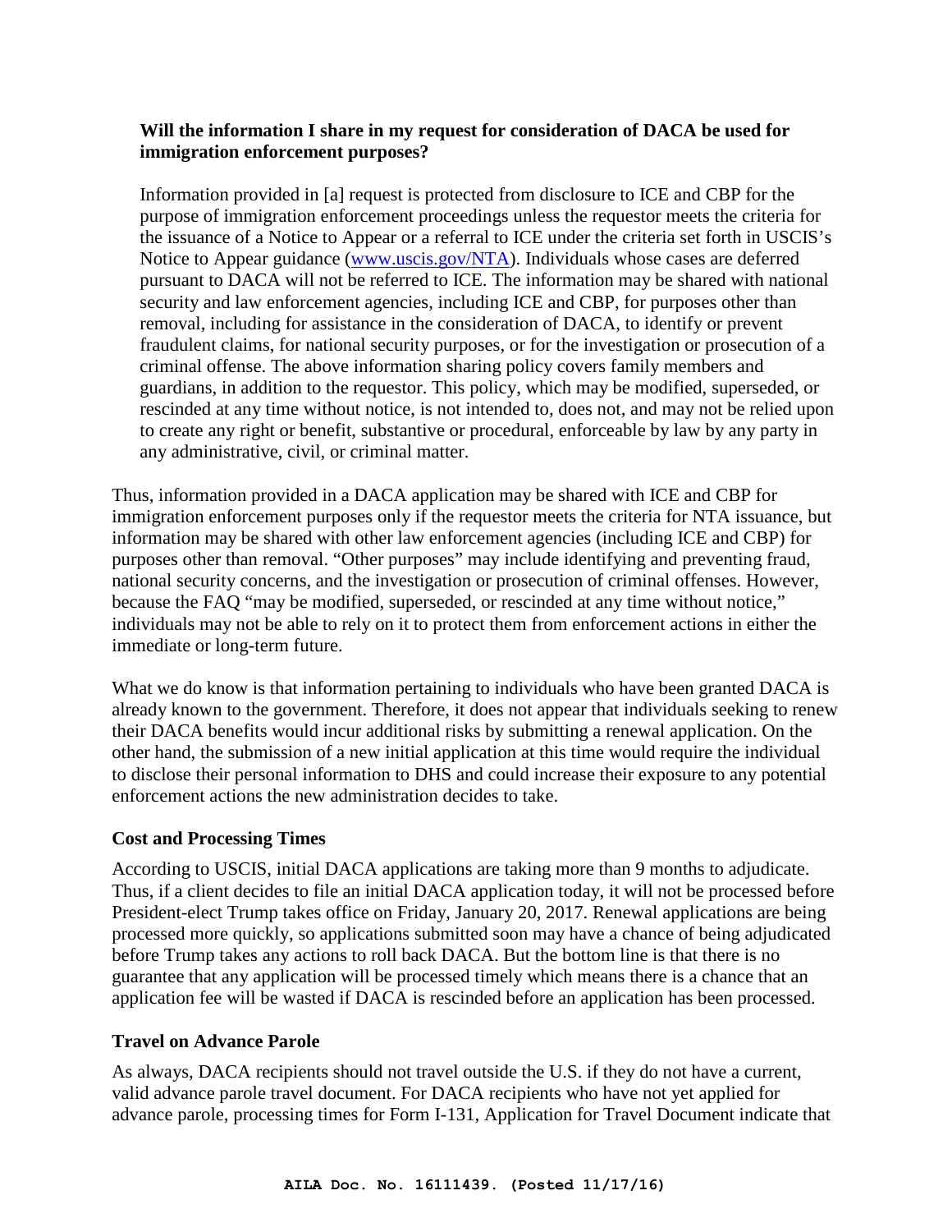**Will the information I share in my request for consideration of DACA be used for immigration enforcement purposes?**

> Information provided in [a] request is protected from disclosure to ICE and CBP for the purpose of immigration enforcement proceedings unless the requestor meets the criteria for the issuance of a Notice to Appear or a referral to ICE under the criteria set forth in USCIS's Notice to Appear guidance (www.uscis.gov/NTA). Individuals whose cases are deferred pursuant to DACA will not be referred to ICE. The information may be shared with national security and law enforcement agencies, including ICE and CBP, for purposes other than removal, including for assistance in the consideration of DACA, to identify or prevent fraudulent claims, for national security purposes, or for the investigation or prosecution of a criminal offense. The above information sharing policy covers family members and guardians, in addition to the requestor. This policy, which may be modified, superseded, or rescinded at any time without notice, is not intended to, does not, and may not be relied upon to create any right or benefit, substantive or procedural, enforceable by law by any party in any administrative, civil, or criminal matter.

Thus, information provided in a DACA application may be shared with ICE and CBP for immigration enforcement purposes only if the requestor meets the criteria for NTA issuance, but information may be shared with other law enforcement agencies (including ICE and CBP) for purposes other than removal. "Other purposes" may include identifying and preventing fraud, national security concerns, and the investigation or prosecution of criminal offenses. However, because the FAQ "may be modified, superseded, or rescinded at any time without notice," individuals may not be able to rely on it to protect them from enforcement actions in either the immediate or long-term future.

What we do know is that information pertaining to individuals who have been granted DACA is already known to the government. Therefore, it does not appear that individuals seeking to renew their DACA benefits would incur additional risks by submitting a renewal application. On the other hand, the submission of a new initial application at this time would require the individual to disclose their personal information to DHS and could increase their exposure to any potential enforcement actions the new administration decides to take.

### Cost and Processing Times

According to USCIS, initial DACA applications are taking more than 9 months to adjudicate. Thus, if a client decides to file an initial DACA application today, it will not be processed before President-elect Trump takes office on Friday, January 20, 2017. Renewal applications are being processed more quickly, so applications submitted soon may have a chance of being adjudicated before Trump takes any actions to roll back DACA. But the bottom line is that there is no guarantee that any application will be processed timely which means there is a chance that an application fee will be wasted if DACA is rescinded before an application has been processed.

### Travel on Advance Parole

As always, DACA recipients should not travel outside the U.S. if they do not have a current, valid advance parole travel document. For DACA recipients who have not yet applied for advance parole, processing times for Form I-131, Application for Travel Document indicate that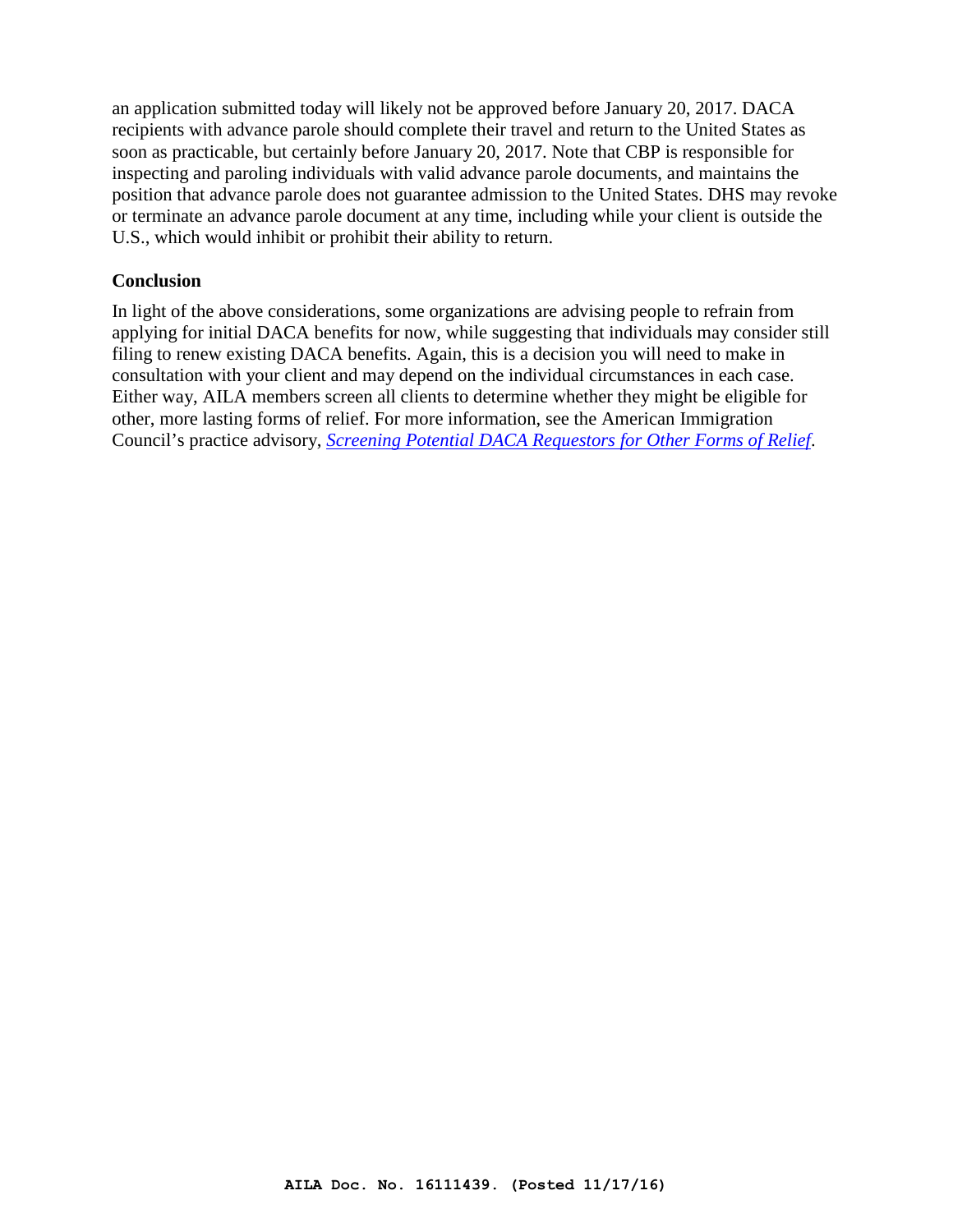an application submitted today will likely not be approved before January 20, 2017. DACA recipients with advance parole should complete their travel and return to the United States as soon as practicable, but certainly before January 20, 2017. Note that CBP is responsible for inspecting and paroling individuals with valid advance parole documents, and maintains the position that advance parole does not guarantee admission to the United States. DHS may revoke or terminate an advance parole document at any time, including while your client is outside the U.S., which would inhibit or prohibit their ability to return.

**Conclusion**

In light of the above considerations, some organizations are advising people to refrain from applying for initial DACA benefits for now, while suggesting that individuals may consider still filing to renew existing DACA benefits. Again, this is a decision you will need to make in consultation with your client and may depend on the individual circumstances in each case. Either way, AILA members screen all clients to determine whether they might be eligible for other, more lasting forms of relief. For more information, see the American Immigration Council's practice advisory, *Screening Potential DACA Requestors for Other Forms of Relief*.

**AILA Doc. No. 16111439. (Posted 11/17/16)**